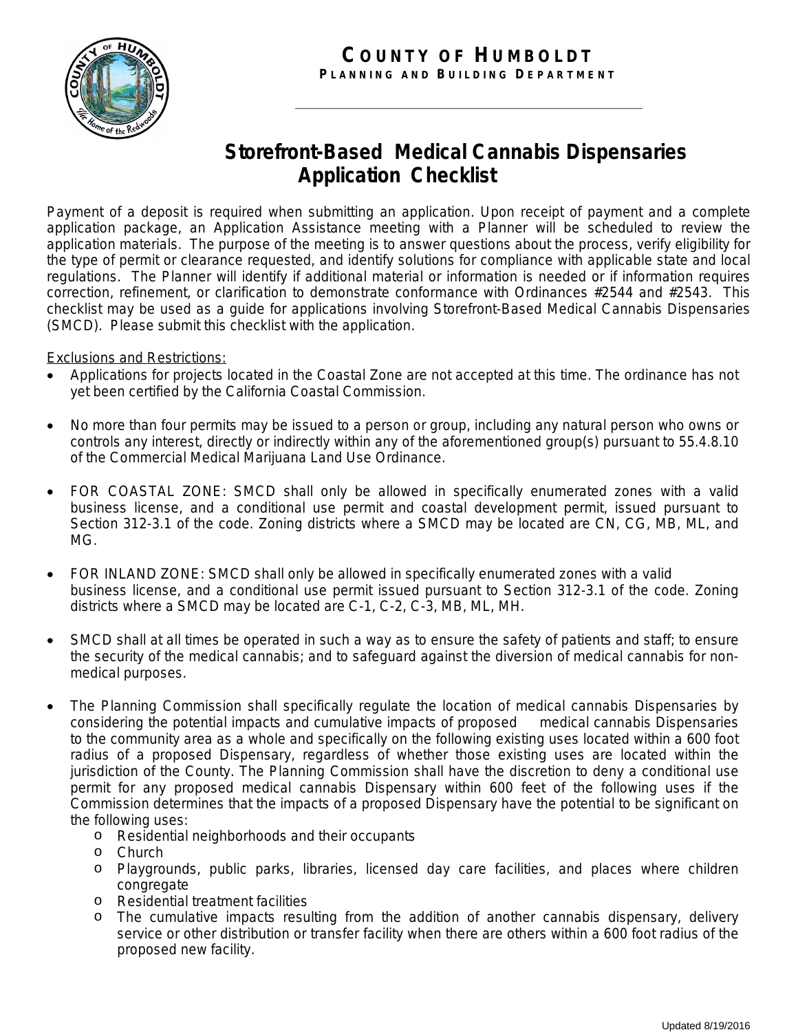# COUNTY OF HUMBOLDT

**PLANNING AND BUILDING DEPARTMENT**

## Storefront-Based Medical Cannabis Dispensaries Application Checklist

Payment of a deposit is required when submitting an application. Upon receipt of payment and a complete application package, an Application Assistance meeting with a Planner will be scheduled to review the application materials. The purpose of the meeting is to answer questions about the process, verify eligibility for the type of permit or clearance requested, and identify solutions for compliance with applicable state and local regulations. The Planner will identify if additional material or information is needed or if information requires correction, refinement, or clarification to demonstrate conformance with Ordinances #2544 and #2543. This checklist may be used as a guide for applications involving Storefront-Based Medical Cannabis Dispensaries (SMCD). Please submit this checklist with the application.

Exclusions and Restrictions:

- Applications for projects located in the Coastal Zone are not accepted at this time. The ordinance has not yet been certified by the California Coastal Commission.
- No more than four permits may be issued to a person or group, including any natural person who owns or controls any interest, directly or indirectly within any of the aforementioned group(s) pursuant to 55.4.8.10 of the Commercial Medical Marijuana Land Use Ordinance.
- FOR COASTAL ZONE: SMCD shall only be allowed in specifically enumerated zones with a valid business license, and a conditional use permit and coastal development permit, issued pursuant to Section 312-3.1 of the code. Zoning districts where a SMCD may be located are CN, CG, MB, ML, and MG.
- FOR INLAND ZONE: SMCD shall only be allowed in specifically enumerated zones with a valid business license, and a conditional use permit issued pursuant to Section 312-3.1 of the code. Zoning districts where a SMCD may be located are C-1, C-2, C-3, MB, ML, MH.
- SMCD shall at all times be operated in such a way as to ensure the safety of patients and staff; to ensure the security of the medical cannabis; and to safeguard against the diversion of medical cannabis for non-medical purposes.
- The Planning Commission shall specifically regulate the location of medical cannabis Dispensaries by considering the potential impacts and cumulative impacts of proposed medical cannabis Dispensaries to the community area as a whole and specifically on the following existing uses located within a 600 foot radius of a proposed Dispensary, regardless of whether those existing uses are located within the jurisdiction of the County. The Planning Commission shall have the discretion to deny a conditional use permit for any proposed medical cannabis Dispensary within 600 feet of the following uses if the Commission determines that the impacts of a proposed Dispensary have the potential to be significant on the following uses:
  - Residential neighborhoods and their occupants
  - Church
  - Playgrounds, public parks, libraries, licensed day care facilities, and places where children congregate
  - Residential treatment facilities
  - The cumulative impacts resulting from the addition of another cannabis dispensary, delivery service or other distribution or transfer facility when there are others within a 600 foot radius of the proposed new facility.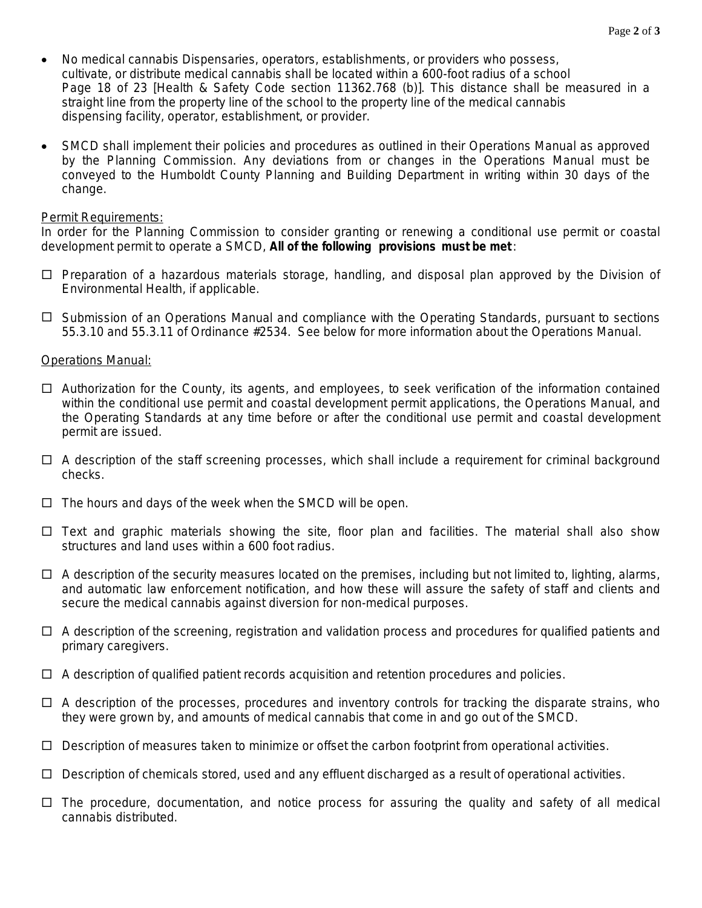- No medical cannabis Dispensaries, operators, establishments, or providers who possess, cultivate, or distribute medical cannabis shall be located within a 600-foot radius of a school Page 18 of 23 [Health & Safety Code section 11362.768 (b)]. This distance shall be measured in a straight line from the property line of the school to the property line of the medical cannabis dispensing facility, operator, establishment, or provider.

- SMCD shall implement their policies and procedures as outlined in their Operations Manual as approved by the Planning Commission. Any deviations from or changes in the Operations Manual must be conveyed to the Humboldt County Planning and Building Department in writing within 30 days of the change.

Permit Requirements:
In order for the Planning Commission to consider granting or renewing a conditional use permit or coastal development permit to operate a SMCD, **All of the following provisions must be met**:

- ☐ Preparation of a hazardous materials storage, handling, and disposal plan approved by the Division of Environmental Health, if applicable.

- ☐ Submission of an Operations Manual and compliance with the Operating Standards, pursuant to sections 55.3.10 and 55.3.11 of Ordinance #2534. See below for more information about the Operations Manual.

Operations Manual:

- ☐ Authorization for the County, its agents, and employees, to seek verification of the information contained within the conditional use permit and coastal development permit applications, the Operations Manual, and the Operating Standards at any time before or after the conditional use permit and coastal development permit are issued.

- ☐ A description of the staff screening processes, which shall include a requirement for criminal background checks.

- ☐ The hours and days of the week when the SMCD will be open.

- ☐ Text and graphic materials showing the site, floor plan and facilities. The material shall also show structures and land uses within a 600 foot radius.

- ☐ A description of the security measures located on the premises, including but not limited to, lighting, alarms, and automatic law enforcement notification, and how these will assure the safety of staff and clients and secure the medical cannabis against diversion for non-medical purposes.

- ☐ A description of the screening, registration and validation process and procedures for qualified patients and primary caregivers.

- ☐ A description of qualified patient records acquisition and retention procedures and policies.

- ☐ A description of the processes, procedures and inventory controls for tracking the disparate strains, who they were grown by, and amounts of medical cannabis that come in and go out of the SMCD.

- ☐ Description of measures taken to minimize or offset the carbon footprint from operational activities.

- ☐ Description of chemicals stored, used and any effluent discharged as a result of operational activities.

- ☐ The procedure, documentation, and notice process for assuring the quality and safety of all medical cannabis distributed.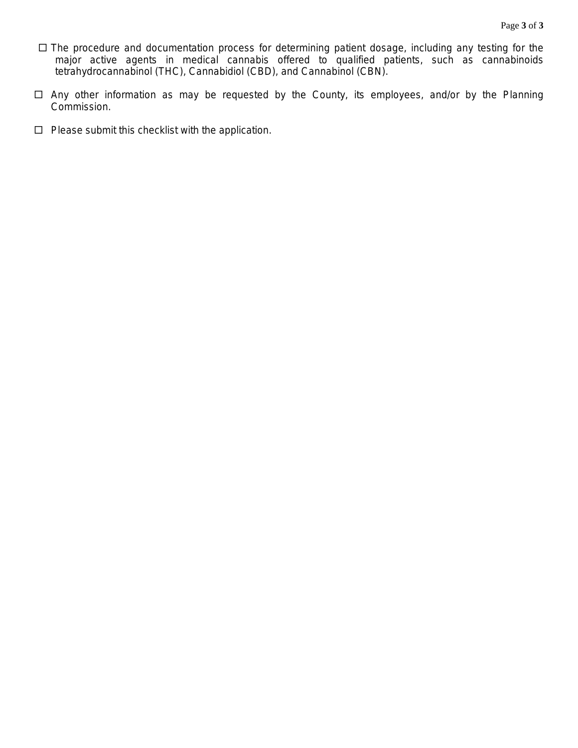- ☐ The procedure and documentation process for determining patient dosage, including any testing for the major active agents in medical cannabis offered to qualified patients, such as cannabinoids tetrahydrocannabinol (THC), Cannabidiol (CBD), and Cannabinol (CBN).

- ☐ Any other information as may be requested by the County, its employees, and/or by the Planning Commission.

- ☐ Please submit this checklist with the application.